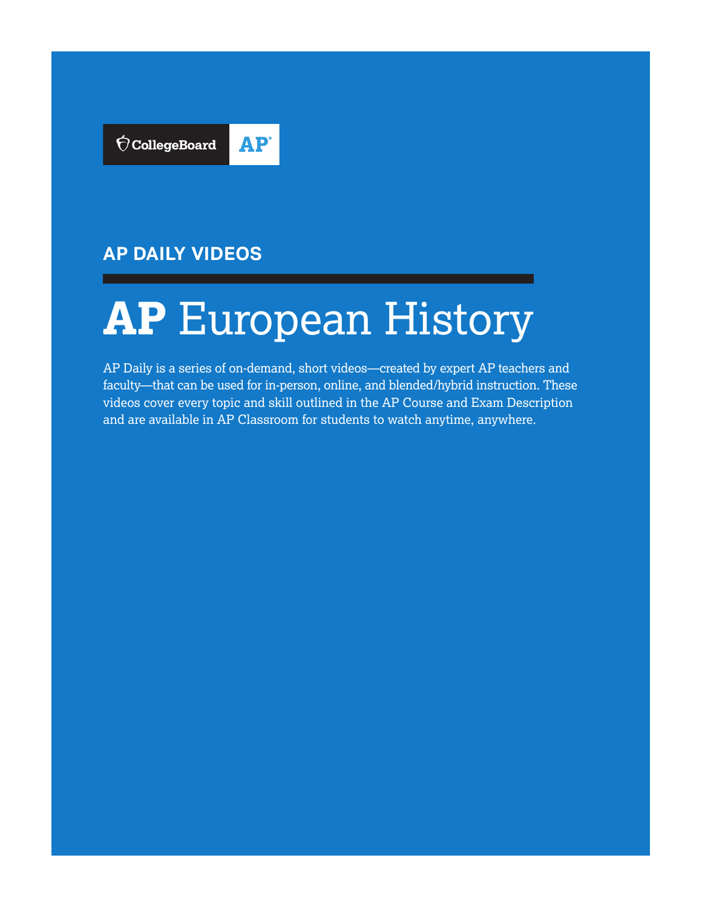CollegeBoard AP

## AP DAILY VIDEOS

# AP European History

AP Daily is a series of on-demand, short videos—created by expert AP teachers and faculty—that can be used for in-person, online, and blended/hybrid instruction. These videos cover every topic and skill outlined in the AP Course and Exam Description and are available in AP Classroom for students to watch anytime, anywhere.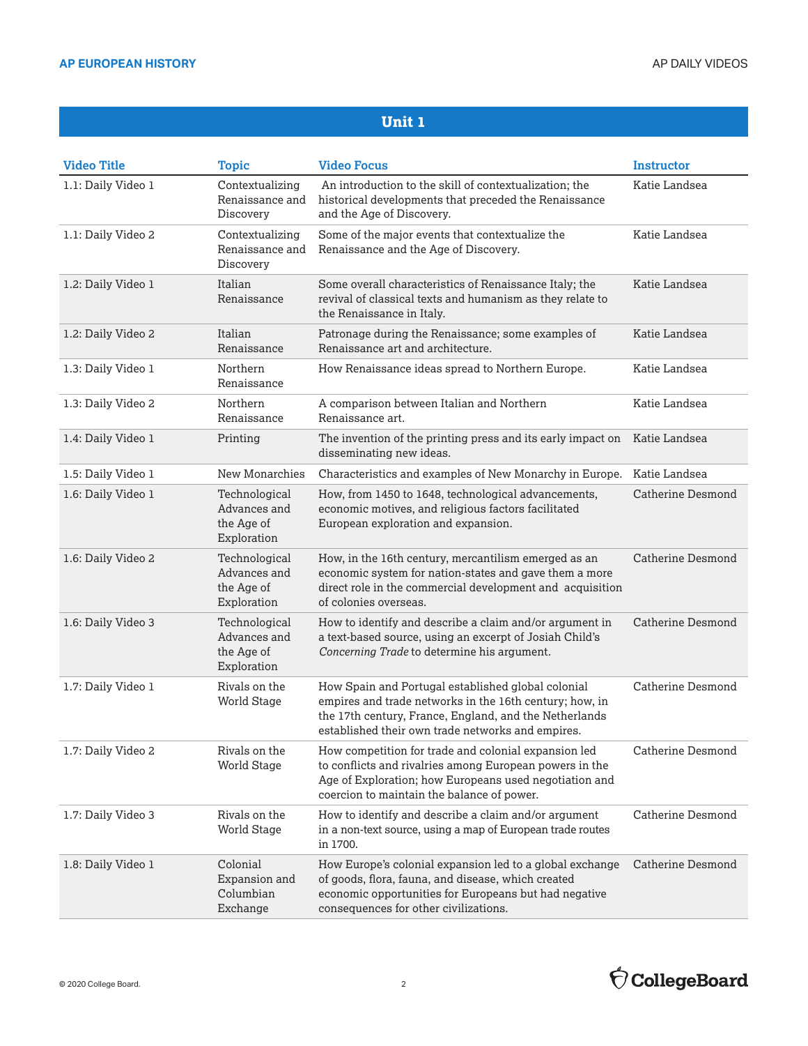## Unit 1

| Video Title | Topic | Video Focus | Instructor |
|---|---|---|---|
| 1.1: Daily Video 1 | Contextualizing Renaissance and Discovery | An introduction to the skill of contextualization; the historical developments that preceded the Renaissance and the Age of Discovery. | Katie Landsea |
| 1.1: Daily Video 2 | Contextualizing Renaissance and Discovery | Some of the major events that contextualize the Renaissance and the Age of Discovery. | Katie Landsea |
| 1.2: Daily Video 1 | Italian Renaissance | Some overall characteristics of Renaissance Italy; the revival of classical texts and humanism as they relate to the Renaissance in Italy. | Katie Landsea |
| 1.2: Daily Video 2 | Italian Renaissance | Patronage during the Renaissance; some examples of Renaissance art and architecture. | Katie Landsea |
| 1.3: Daily Video 1 | Northern Renaissance | How Renaissance ideas spread to Northern Europe. | Katie Landsea |
| 1.3: Daily Video 2 | Northern Renaissance | A comparison between Italian and Northern Renaissance art. | Katie Landsea |
| 1.4: Daily Video 1 | Printing | The invention of the printing press and its early impact on disseminating new ideas. | Katie Landsea |
| 1.5: Daily Video 1 | New Monarchies | Characteristics and examples of New Monarchy in Europe. | Katie Landsea |
| 1.6: Daily Video 1 | Technological Advances and the Age of Exploration | How, from 1450 to 1648, technological advancements, economic motives, and religious factors facilitated European exploration and expansion. | Catherine Desmond |
| 1.6: Daily Video 2 | Technological Advances and the Age of Exploration | How, in the 16th century, mercantilism emerged as an economic system for nation-states and gave them a more direct role in the commercial development and acquisition of colonies overseas. | Catherine Desmond |
| 1.6: Daily Video 3 | Technological Advances and the Age of Exploration | How to identify and describe a claim and/or argument in a text-based source, using an excerpt of Josiah Child's *Concerning Trade* to determine his argument. | Catherine Desmond |
| 1.7: Daily Video 1 | Rivals on the World Stage | How Spain and Portugal established global colonial empires and trade networks in the 16th century; how, in the 17th century, France, England, and the Netherlands established their own trade networks and empires. | Catherine Desmond |
| 1.7: Daily Video 2 | Rivals on the World Stage | How competition for trade and colonial expansion led to conflicts and rivalries among European powers in the Age of Exploration; how Europeans used negotiation and coercion to maintain the balance of power. | Catherine Desmond |
| 1.7: Daily Video 3 | Rivals on the World Stage | How to identify and describe a claim and/or argument in a non-text source, using a map of European trade routes in 1700. | Catherine Desmond |
| 1.8: Daily Video 1 | Colonial Expansion and Columbian Exchange | How Europe's colonial expansion led to a global exchange of goods, flora, fauna, and disease, which created economic opportunities for Europeans but had negative consequences for other civilizations. | Catherine Desmond |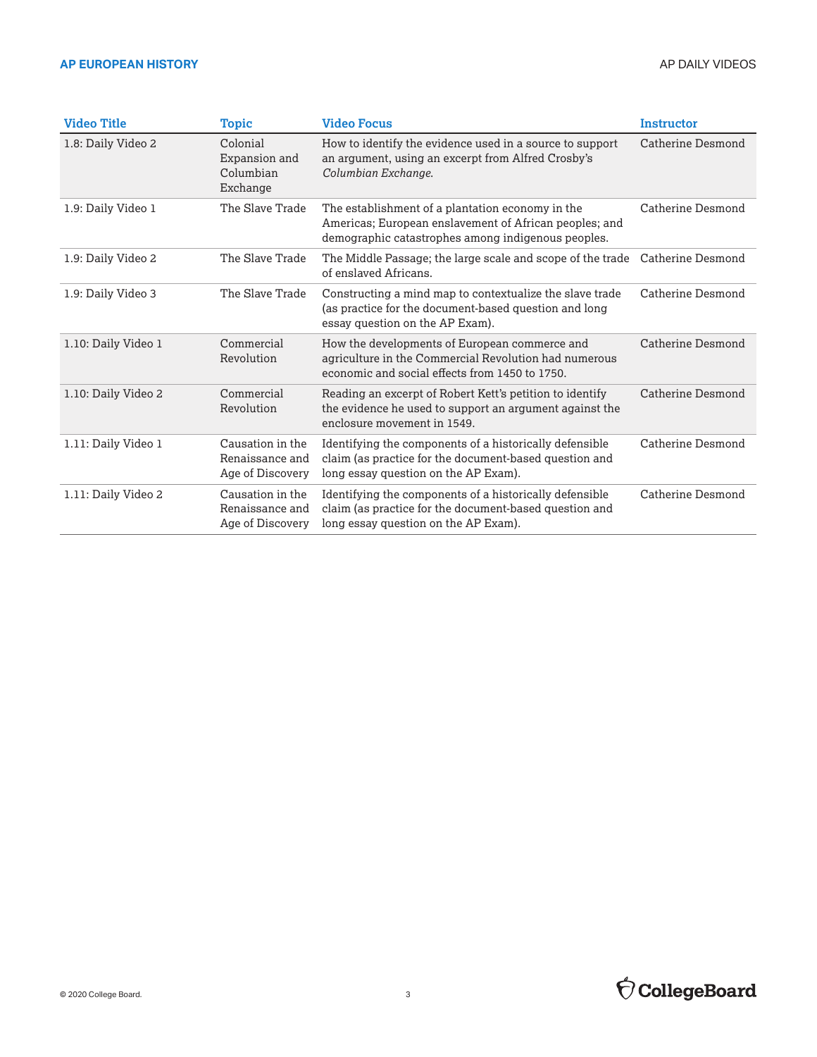| Video Title | Topic | Video Focus | Instructor |
|---|---|---|---|
| 1.8: Daily Video 2 | Colonial Expansion and Columbian Exchange | How to identify the evidence used in a source to support an argument, using an excerpt from Alfred Crosby's *Columbian Exchange.* | Catherine Desmond |
| 1.9: Daily Video 1 | The Slave Trade | The establishment of a plantation economy in the Americas; European enslavement of African peoples; and demographic catastrophes among indigenous peoples. | Catherine Desmond |
| 1.9: Daily Video 2 | The Slave Trade | The Middle Passage; the large scale and scope of the trade of enslaved Africans. | Catherine Desmond |
| 1.9: Daily Video 3 | The Slave Trade | Constructing a mind map to contextualize the slave trade (as practice for the document-based question and long essay question on the AP Exam). | Catherine Desmond |
| 1.10: Daily Video 1 | Commercial Revolution | How the developments of European commerce and agriculture in the Commercial Revolution had numerous economic and social effects from 1450 to 1750. | Catherine Desmond |
| 1.10: Daily Video 2 | Commercial Revolution | Reading an excerpt of Robert Kett's petition to identify the evidence he used to support an argument against the enclosure movement in 1549. | Catherine Desmond |
| 1.11: Daily Video 1 | Causation in the Renaissance and Age of Discovery | Identifying the components of a historically defensible claim (as practice for the document-based question and long essay question on the AP Exam). | Catherine Desmond |
| 1.11: Daily Video 2 | Causation in the Renaissance and Age of Discovery | Identifying the components of a historically defensible claim (as practice for the document-based question and long essay question on the AP Exam). | Catherine Desmond |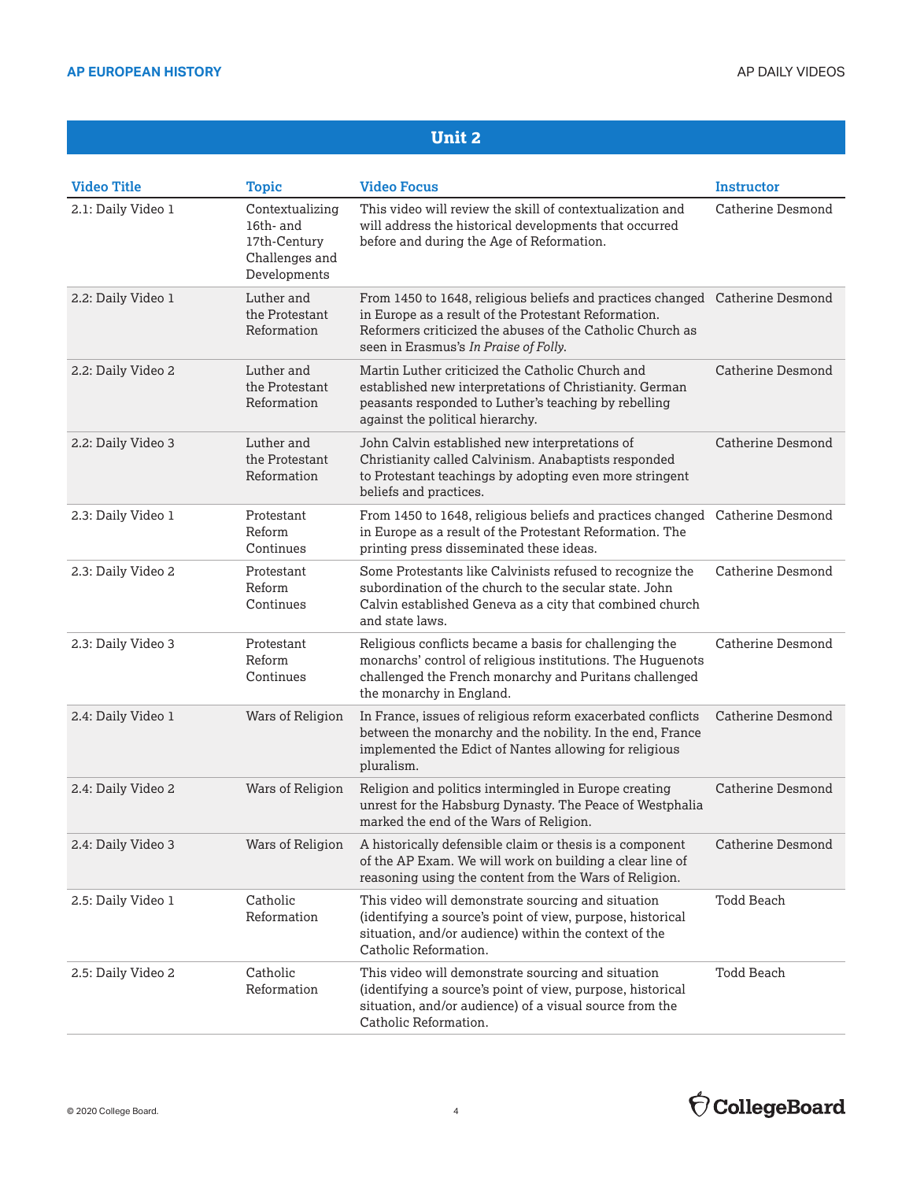## Unit 2

| Video Title | Topic | Video Focus | Instructor |
|---|---|---|---|
| 2.1: Daily Video 1 | Contextualizing 16th- and 17th-Century Challenges and Developments | This video will review the skill of contextualization and will address the historical developments that occurred before and during the Age of Reformation. | Catherine Desmond |
| 2.2: Daily Video 1 | Luther and the Protestant Reformation | From 1450 to 1648, religious beliefs and practices changed in Europe as a result of the Protestant Reformation. Reformers criticized the abuses of the Catholic Church as seen in Erasmus's *In Praise of Folly*. | Catherine Desmond |
| 2.2: Daily Video 2 | Luther and the Protestant Reformation | Martin Luther criticized the Catholic Church and established new interpretations of Christianity. German peasants responded to Luther's teaching by rebelling against the political hierarchy. | Catherine Desmond |
| 2.2: Daily Video 3 | Luther and the Protestant Reformation | John Calvin established new interpretations of Christianity called Calvinism. Anabaptists responded to Protestant teachings by adopting even more stringent beliefs and practices. | Catherine Desmond |
| 2.3: Daily Video 1 | Protestant Reform Continues | From 1450 to 1648, religious beliefs and practices changed in Europe as a result of the Protestant Reformation. The printing press disseminated these ideas. | Catherine Desmond |
| 2.3: Daily Video 2 | Protestant Reform Continues | Some Protestants like Calvinists refused to recognize the subordination of the church to the secular state. John Calvin established Geneva as a city that combined church and state laws. | Catherine Desmond |
| 2.3: Daily Video 3 | Protestant Reform Continues | Religious conflicts became a basis for challenging the monarchs' control of religious institutions. The Huguenots challenged the French monarchy and Puritans challenged the monarchy in England. | Catherine Desmond |
| 2.4: Daily Video 1 | Wars of Religion | In France, issues of religious reform exacerbated conflicts between the monarchy and the nobility. In the end, France implemented the Edict of Nantes allowing for religious pluralism. | Catherine Desmond |
| 2.4: Daily Video 2 | Wars of Religion | Religion and politics intermingled in Europe creating unrest for the Habsburg Dynasty. The Peace of Westphalia marked the end of the Wars of Religion. | Catherine Desmond |
| 2.4: Daily Video 3 | Wars of Religion | A historically defensible claim or thesis is a component of the AP Exam. We will work on building a clear line of reasoning using the content from the Wars of Religion. | Catherine Desmond |
| 2.5: Daily Video 1 | Catholic Reformation | This video will demonstrate sourcing and situation (identifying a source's point of view, purpose, historical situation, and/or audience) within the context of the Catholic Reformation. | Todd Beach |
| 2.5: Daily Video 2 | Catholic Reformation | This video will demonstrate sourcing and situation (identifying a source's point of view, purpose, historical situation, and/or audience) of a visual source from the Catholic Reformation. | Todd Beach |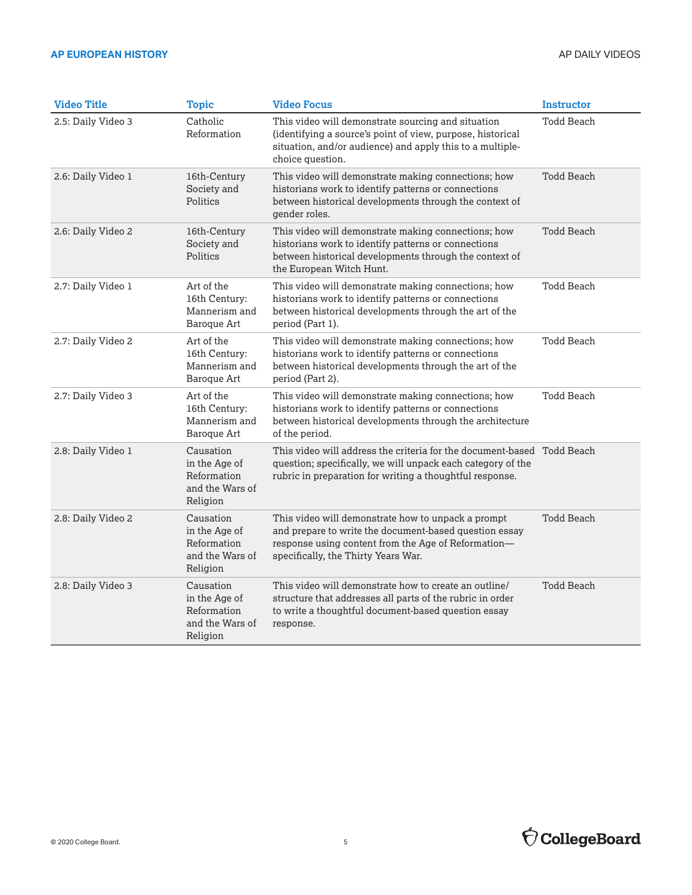| Video Title | Topic | Video Focus | Instructor |
|---|---|---|---|
| 2.5: Daily Video 3 | Catholic Reformation | This video will demonstrate sourcing and situation (identifying a source's point of view, purpose, historical situation, and/or audience) and apply this to a multiple-choice question. | Todd Beach |
| 2.6: Daily Video 1 | 16th-Century Society and Politics | This video will demonstrate making connections; how historians work to identify patterns or connections between historical developments through the context of gender roles. | Todd Beach |
| 2.6: Daily Video 2 | 16th-Century Society and Politics | This video will demonstrate making connections; how historians work to identify patterns or connections between historical developments through the context of the European Witch Hunt. | Todd Beach |
| 2.7: Daily Video 1 | Art of the 16th Century: Mannerism and Baroque Art | This video will demonstrate making connections; how historians work to identify patterns or connections between historical developments through the art of the period (Part 1). | Todd Beach |
| 2.7: Daily Video 2 | Art of the 16th Century: Mannerism and Baroque Art | This video will demonstrate making connections; how historians work to identify patterns or connections between historical developments through the art of the period (Part 2). | Todd Beach |
| 2.7: Daily Video 3 | Art of the 16th Century: Mannerism and Baroque Art | This video will demonstrate making connections; how historians work to identify patterns or connections between historical developments through the architecture of the period. | Todd Beach |
| 2.8: Daily Video 1 | Causation in the Age of Reformation and the Wars of Religion | This video will address the criteria for the document-based question; specifically, we will unpack each category of the rubric in preparation for writing a thoughtful response. | Todd Beach |
| 2.8: Daily Video 2 | Causation in the Age of Reformation and the Wars of Religion | This video will demonstrate how to unpack a prompt and prepare to write the document-based question essay response using content from the Age of Reformation—specifically, the Thirty Years War. | Todd Beach |
| 2.8: Daily Video 3 | Causation in the Age of Reformation and the Wars of Religion | This video will demonstrate how to create an outline/structure that addresses all parts of the rubric in order to write a thoughtful document-based question essay response. | Todd Beach |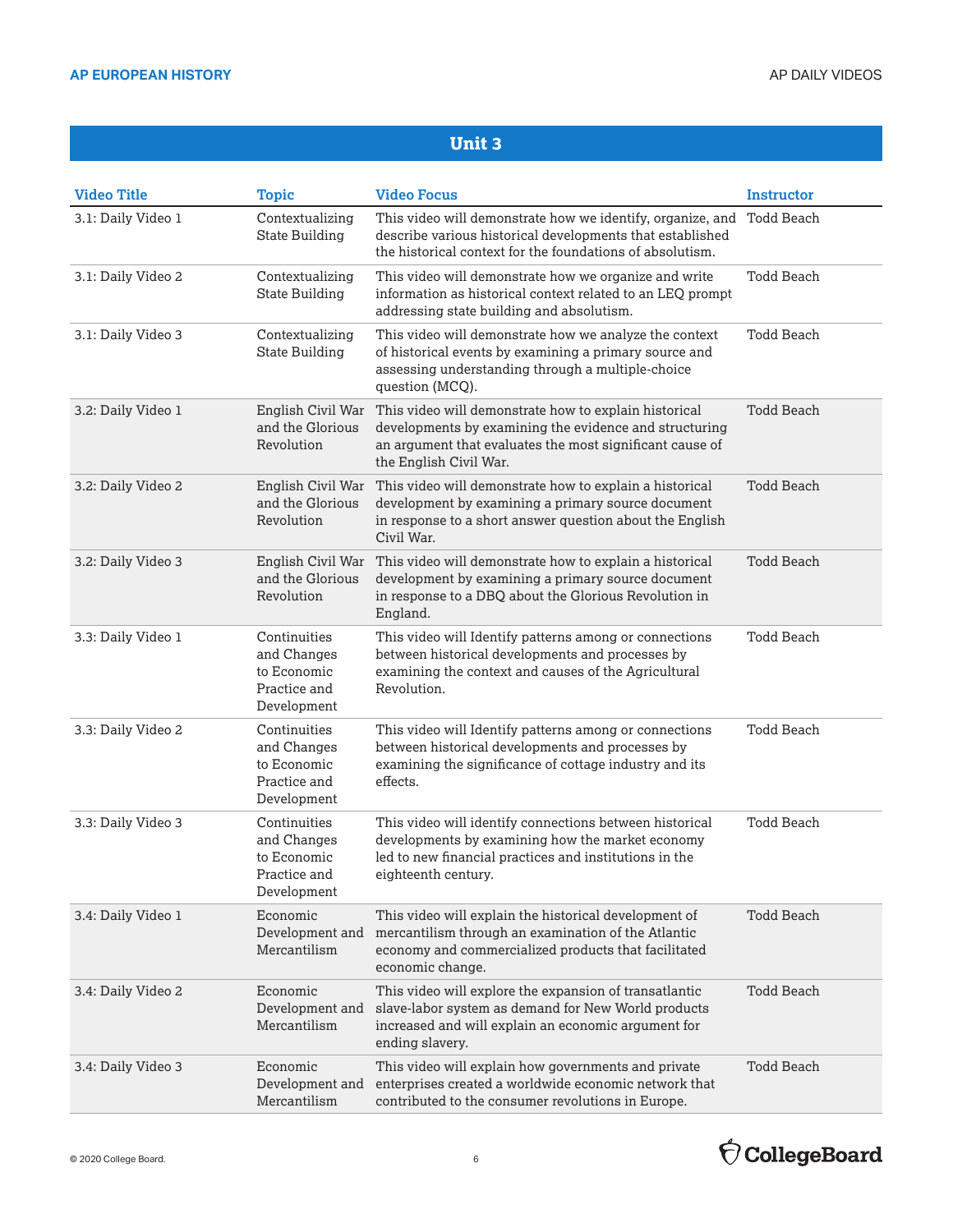## Unit 3

| Video Title | Topic | Video Focus | Instructor |
|---|---|---|---|
| 3.1: Daily Video 1 | Contextualizing State Building | This video will demonstrate how we identify, organize, and describe various historical developments that established the historical context for the foundations of absolutism. | Todd Beach |
| 3.1: Daily Video 2 | Contextualizing State Building | This video will demonstrate how we organize and write information as historical context related to an LEQ prompt addressing state building and absolutism. | Todd Beach |
| 3.1: Daily Video 3 | Contextualizing State Building | This video will demonstrate how we analyze the context of historical events by examining a primary source and assessing understanding through a multiple-choice question (MCQ). | Todd Beach |
| 3.2: Daily Video 1 | English Civil War and the Glorious Revolution | This video will demonstrate how to explain historical developments by examining the evidence and structuring an argument that evaluates the most significant cause of the English Civil War. | Todd Beach |
| 3.2: Daily Video 2 | English Civil War and the Glorious Revolution | This video will demonstrate how to explain a historical development by examining a primary source document in response to a short answer question about the English Civil War. | Todd Beach |
| 3.2: Daily Video 3 | English Civil War and the Glorious Revolution | This video will demonstrate how to explain a historical development by examining a primary source document in response to a DBQ about the Glorious Revolution in England. | Todd Beach |
| 3.3: Daily Video 1 | Continuities and Changes to Economic Practice and Development | This video will Identify patterns among or connections between historical developments and processes by examining the context and causes of the Agricultural Revolution. | Todd Beach |
| 3.3: Daily Video 2 | Continuities and Changes to Economic Practice and Development | This video will Identify patterns among or connections between historical developments and processes by examining the significance of cottage industry and its effects. | Todd Beach |
| 3.3: Daily Video 3 | Continuities and Changes to Economic Practice and Development | This video will identify connections between historical developments by examining how the market economy led to new financial practices and institutions in the eighteenth century. | Todd Beach |
| 3.4: Daily Video 1 | Economic Development and Mercantilism | This video will explain the historical development of mercantilism through an examination of the Atlantic economy and commercialized products that facilitated economic change. | Todd Beach |
| 3.4: Daily Video 2 | Economic Development and Mercantilism | This video will explore the expansion of transatlantic slave-labor system as demand for New World products increased and will explain an economic argument for ending slavery. | Todd Beach |
| 3.4: Daily Video 3 | Economic Development and Mercantilism | This video will explain how governments and private enterprises created a worldwide economic network that contributed to the consumer revolutions in Europe. | Todd Beach |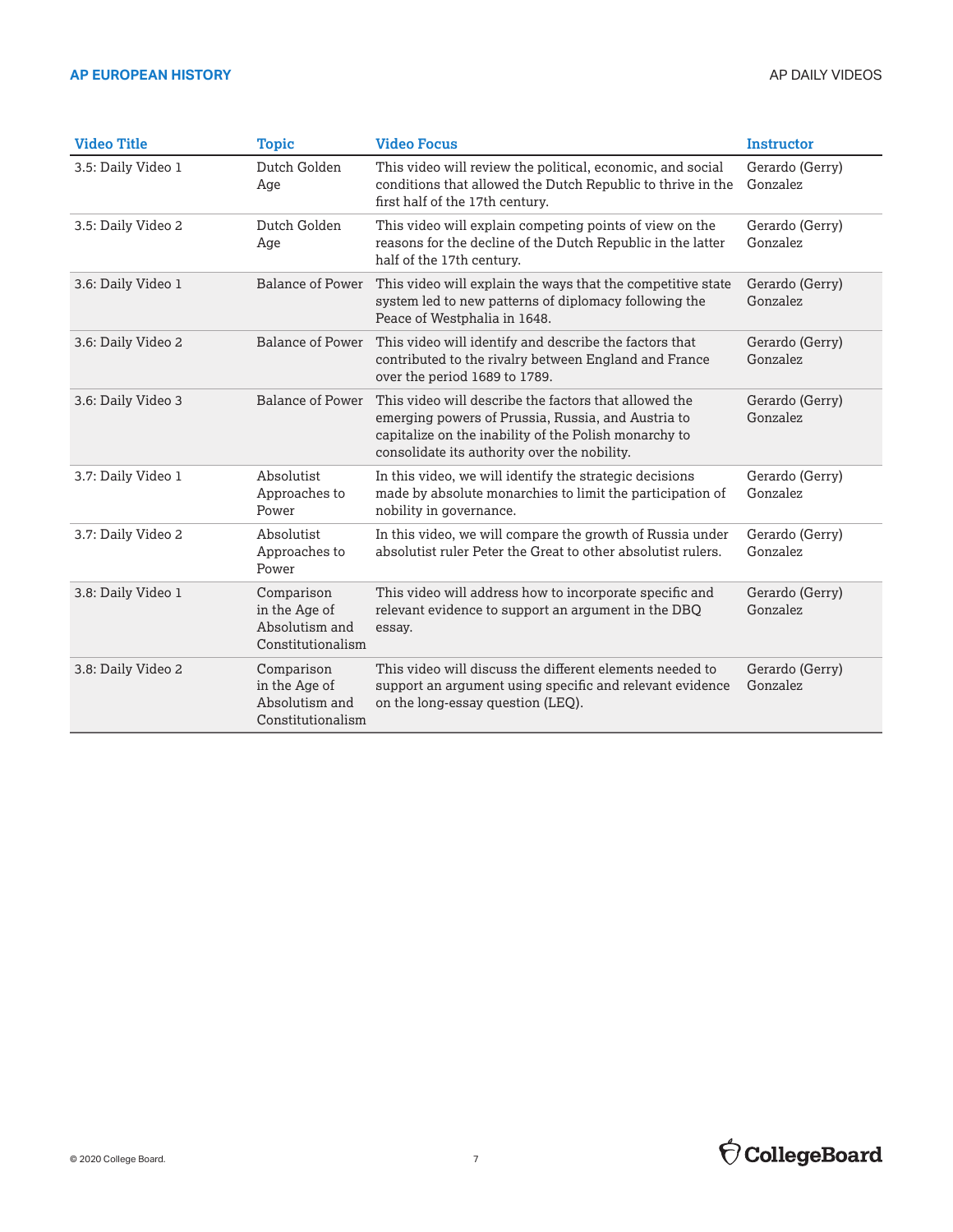| Video Title | Topic | Video Focus | Instructor |
|---|---|---|---|
| 3.5: Daily Video 1 | Dutch Golden Age | This video will review the political, economic, and social conditions that allowed the Dutch Republic to thrive in the first half of the 17th century. | Gerardo (Gerry) Gonzalez |
| 3.5: Daily Video 2 | Dutch Golden Age | This video will explain competing points of view on the reasons for the decline of the Dutch Republic in the latter half of the 17th century. | Gerardo (Gerry) Gonzalez |
| 3.6: Daily Video 1 | Balance of Power | This video will explain the ways that the competitive state system led to new patterns of diplomacy following the Peace of Westphalia in 1648. | Gerardo (Gerry) Gonzalez |
| 3.6: Daily Video 2 | Balance of Power | This video will identify and describe the factors that contributed to the rivalry between England and France over the period 1689 to 1789. | Gerardo (Gerry) Gonzalez |
| 3.6: Daily Video 3 | Balance of Power | This video will describe the factors that allowed the emerging powers of Prussia, Russia, and Austria to capitalize on the inability of the Polish monarchy to consolidate its authority over the nobility. | Gerardo (Gerry) Gonzalez |
| 3.7: Daily Video 1 | Absolutist Approaches to Power | In this video, we will identify the strategic decisions made by absolute monarchies to limit the participation of nobility in governance. | Gerardo (Gerry) Gonzalez |
| 3.7: Daily Video 2 | Absolutist Approaches to Power | In this video, we will compare the growth of Russia under absolutist ruler Peter the Great to other absolutist rulers. | Gerardo (Gerry) Gonzalez |
| 3.8: Daily Video 1 | Comparison in the Age of Absolutism and Constitutionalism | This video will address how to incorporate specific and relevant evidence to support an argument in the DBQ essay. | Gerardo (Gerry) Gonzalez |
| 3.8: Daily Video 2 | Comparison in the Age of Absolutism and Constitutionalism | This video will discuss the different elements needed to support an argument using specific and relevant evidence on the long-essay question (LEQ). | Gerardo (Gerry) Gonzalez |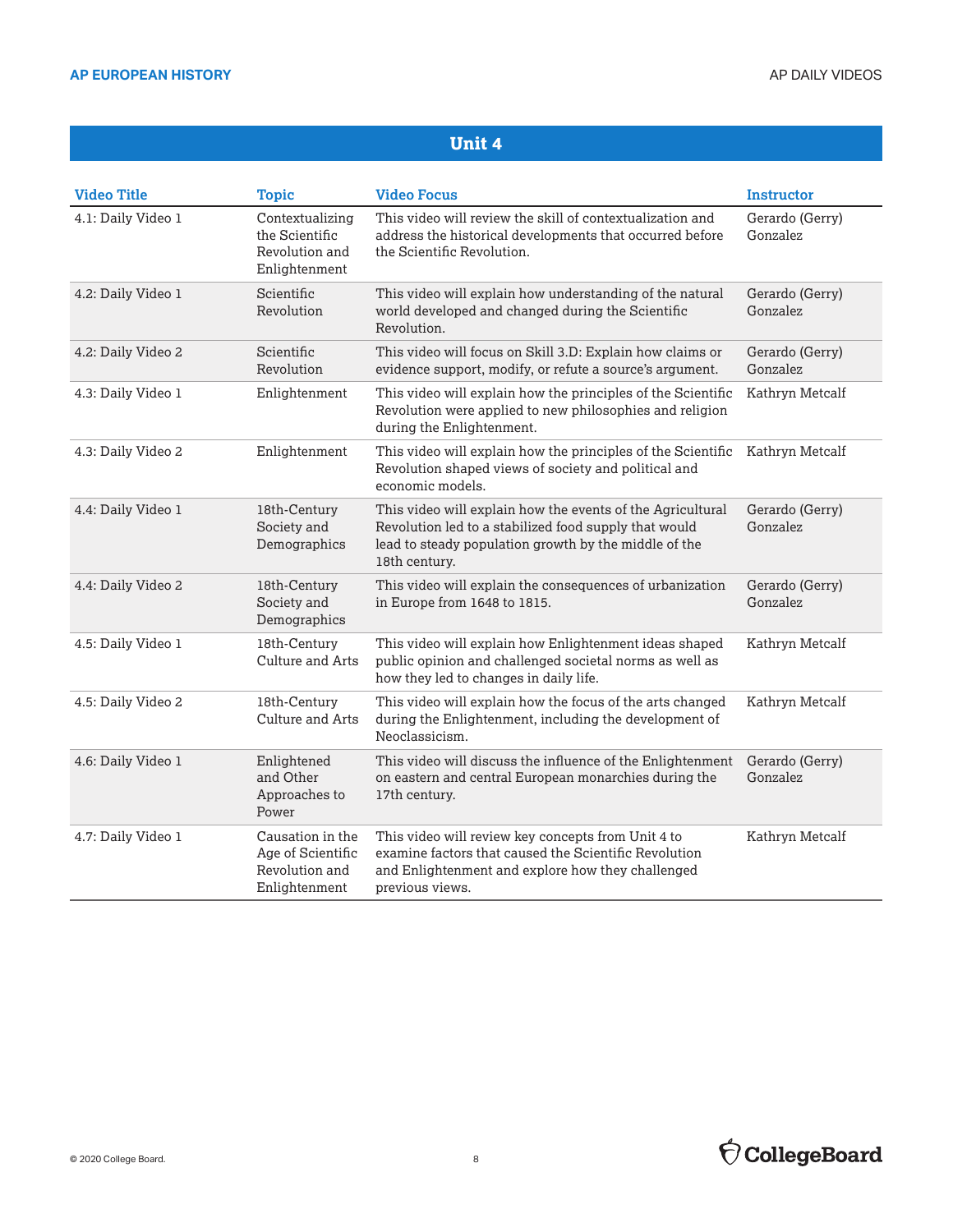## Unit 4

| Video Title | Topic | Video Focus | Instructor |
|---|---|---|---|
| 4.1: Daily Video 1 | Contextualizing the Scientific Revolution and Enlightenment | This video will review the skill of contextualization and address the historical developments that occurred before the Scientific Revolution. | Gerardo (Gerry) Gonzalez |
| 4.2: Daily Video 1 | Scientific Revolution | This video will explain how understanding of the natural world developed and changed during the Scientific Revolution. | Gerardo (Gerry) Gonzalez |
| 4.2: Daily Video 2 | Scientific Revolution | This video will focus on Skill 3.D: Explain how claims or evidence support, modify, or refute a source's argument. | Gerardo (Gerry) Gonzalez |
| 4.3: Daily Video 1 | Enlightenment | This video will explain how the principles of the Scientific Revolution were applied to new philosophies and religion during the Enlightenment. | Kathryn Metcalf |
| 4.3: Daily Video 2 | Enlightenment | This video will explain how the principles of the Scientific Revolution shaped views of society and political and economic models. | Kathryn Metcalf |
| 4.4: Daily Video 1 | 18th-Century Society and Demographics | This video will explain how the events of the Agricultural Revolution led to a stabilized food supply that would lead to steady population growth by the middle of the 18th century. | Gerardo (Gerry) Gonzalez |
| 4.4: Daily Video 2 | 18th-Century Society and Demographics | This video will explain the consequences of urbanization in Europe from 1648 to 1815. | Gerardo (Gerry) Gonzalez |
| 4.5: Daily Video 1 | 18th-Century Culture and Arts | This video will explain how Enlightenment ideas shaped public opinion and challenged societal norms as well as how they led to changes in daily life. | Kathryn Metcalf |
| 4.5: Daily Video 2 | 18th-Century Culture and Arts | This video will explain how the focus of the arts changed during the Enlightenment, including the development of Neoclassicism. | Kathryn Metcalf |
| 4.6: Daily Video 1 | Enlightened and Other Approaches to Power | This video will discuss the influence of the Enlightenment on eastern and central European monarchies during the 17th century. | Gerardo (Gerry) Gonzalez |
| 4.7: Daily Video 1 | Causation in the Age of Scientific Revolution and Enlightenment | This video will review key concepts from Unit 4 to examine factors that caused the Scientific Revolution and Enlightenment and explore how they challenged previous views. | Kathryn Metcalf |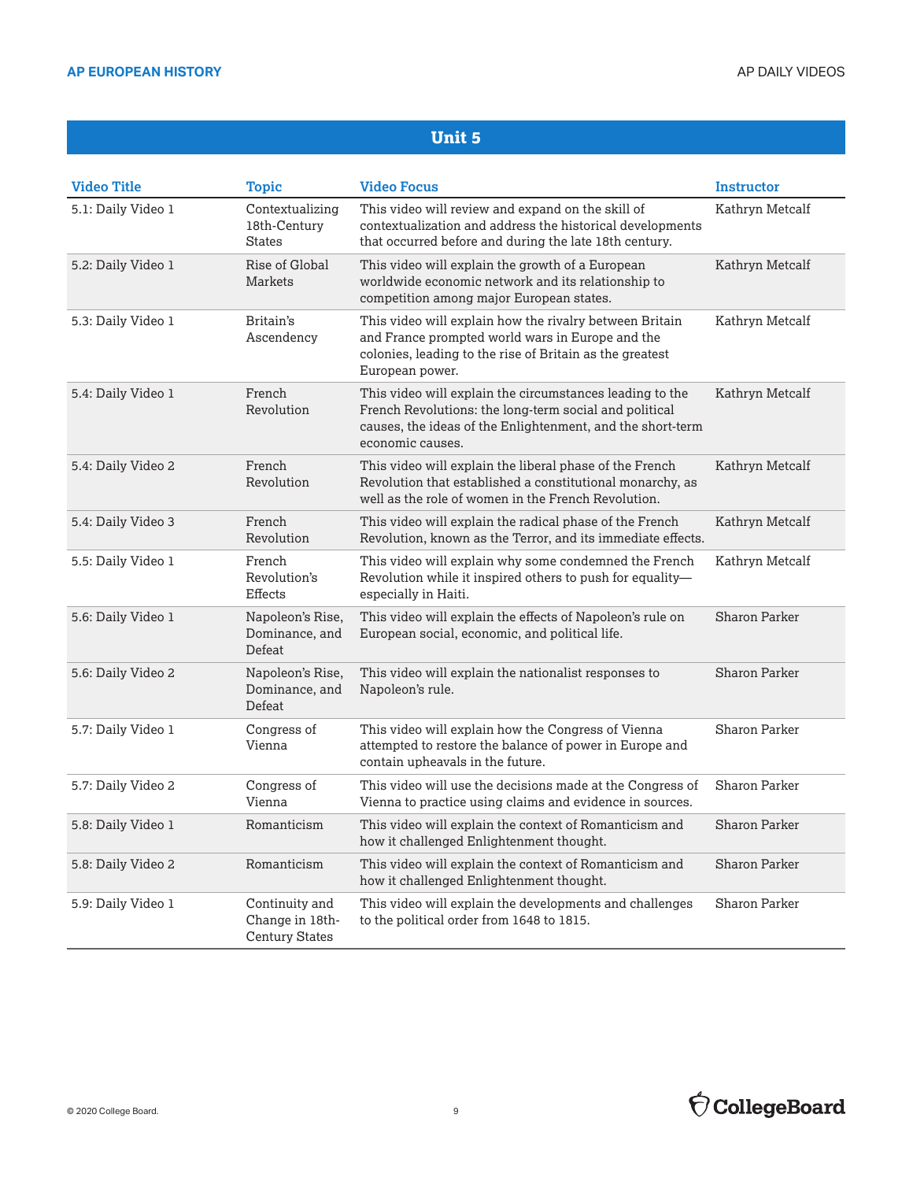## Unit 5

| Video Title | Topic | Video Focus | Instructor |
|---|---|---|---|
| 5.1: Daily Video 1 | Contextualizing 18th-Century States | This video will review and expand on the skill of contextualization and address the historical developments that occurred before and during the late 18th century. | Kathryn Metcalf |
| 5.2: Daily Video 1 | Rise of Global Markets | This video will explain the growth of a European worldwide economic network and its relationship to competition among major European states. | Kathryn Metcalf |
| 5.3: Daily Video 1 | Britain's Ascendency | This video will explain how the rivalry between Britain and France prompted world wars in Europe and the colonies, leading to the rise of Britain as the greatest European power. | Kathryn Metcalf |
| 5.4: Daily Video 1 | French Revolution | This video will explain the circumstances leading to the French Revolutions: the long-term social and political causes, the ideas of the Enlightenment, and the short-term economic causes. | Kathryn Metcalf |
| 5.4: Daily Video 2 | French Revolution | This video will explain the liberal phase of the French Revolution that established a constitutional monarchy, as well as the role of women in the French Revolution. | Kathryn Metcalf |
| 5.4: Daily Video 3 | French Revolution | This video will explain the radical phase of the French Revolution, known as the Terror, and its immediate effects. | Kathryn Metcalf |
| 5.5: Daily Video 1 | French Revolution's Effects | This video will explain why some condemned the French Revolution while it inspired others to push for equality—especially in Haiti. | Kathryn Metcalf |
| 5.6: Daily Video 1 | Napoleon's Rise, Dominance, and Defeat | This video will explain the effects of Napoleon's rule on European social, economic, and political life. | Sharon Parker |
| 5.6: Daily Video 2 | Napoleon's Rise, Dominance, and Defeat | This video will explain the nationalist responses to Napoleon's rule. | Sharon Parker |
| 5.7: Daily Video 1 | Congress of Vienna | This video will explain how the Congress of Vienna attempted to restore the balance of power in Europe and contain upheavals in the future. | Sharon Parker |
| 5.7: Daily Video 2 | Congress of Vienna | This video will use the decisions made at the Congress of Vienna to practice using claims and evidence in sources. | Sharon Parker |
| 5.8: Daily Video 1 | Romanticism | This video will explain the context of Romanticism and how it challenged Enlightenment thought. | Sharon Parker |
| 5.8: Daily Video 2 | Romanticism | This video will explain the context of Romanticism and how it challenged Enlightenment thought. | Sharon Parker |
| 5.9: Daily Video 1 | Continuity and Change in 18th-Century States | This video will explain the developments and challenges to the political order from 1648 to 1815. | Sharon Parker |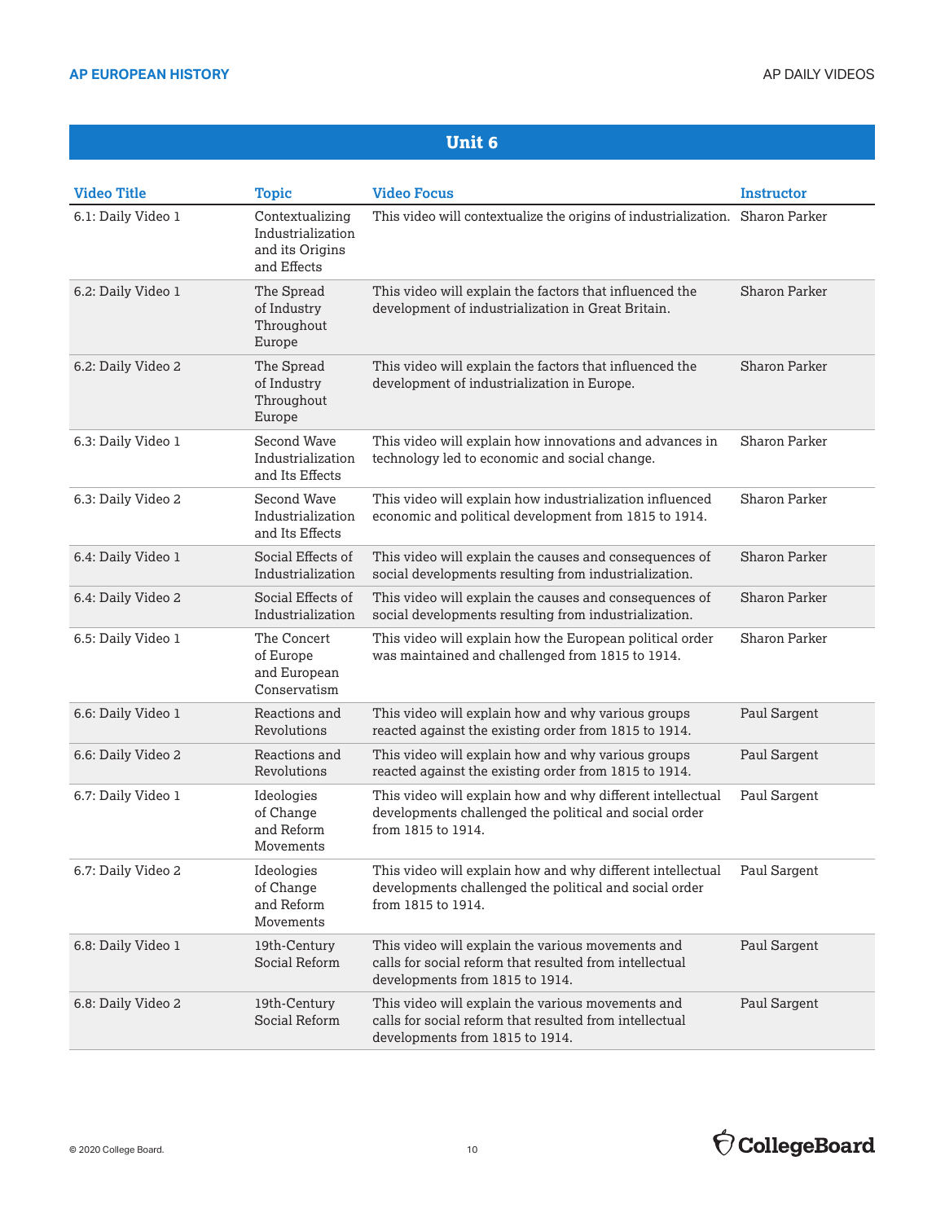## Unit 6

| Video Title | Topic | Video Focus | Instructor |
|---|---|---|---|
| 6.1: Daily Video 1 | Contextualizing Industrialization and its Origins and Effects | This video will contextualize the origins of industrialization. | Sharon Parker |
| 6.2: Daily Video 1 | The Spread of Industry Throughout Europe | This video will explain the factors that influenced the development of industrialization in Great Britain. | Sharon Parker |
| 6.2: Daily Video 2 | The Spread of Industry Throughout Europe | This video will explain the factors that influenced the development of industrialization in Europe. | Sharon Parker |
| 6.3: Daily Video 1 | Second Wave Industrialization and Its Effects | This video will explain how innovations and advances in technology led to economic and social change. | Sharon Parker |
| 6.3: Daily Video 2 | Second Wave Industrialization and Its Effects | This video will explain how industrialization influenced economic and political development from 1815 to 1914. | Sharon Parker |
| 6.4: Daily Video 1 | Social Effects of Industrialization | This video will explain the causes and consequences of social developments resulting from industrialization. | Sharon Parker |
| 6.4: Daily Video 2 | Social Effects of Industrialization | This video will explain the causes and consequences of social developments resulting from industrialization. | Sharon Parker |
| 6.5: Daily Video 1 | The Concert of Europe and European Conservatism | This video will explain how the European political order was maintained and challenged from 1815 to 1914. | Sharon Parker |
| 6.6: Daily Video 1 | Reactions and Revolutions | This video will explain how and why various groups reacted against the existing order from 1815 to 1914. | Paul Sargent |
| 6.6: Daily Video 2 | Reactions and Revolutions | This video will explain how and why various groups reacted against the existing order from 1815 to 1914. | Paul Sargent |
| 6.7: Daily Video 1 | Ideologies of Change and Reform Movements | This video will explain how and why different intellectual developments challenged the political and social order from 1815 to 1914. | Paul Sargent |
| 6.7: Daily Video 2 | Ideologies of Change and Reform Movements | This video will explain how and why different intellectual developments challenged the political and social order from 1815 to 1914. | Paul Sargent |
| 6.8: Daily Video 1 | 19th-Century Social Reform | This video will explain the various movements and calls for social reform that resulted from intellectual developments from 1815 to 1914. | Paul Sargent |
| 6.8: Daily Video 2 | 19th-Century Social Reform | This video will explain the various movements and calls for social reform that resulted from intellectual developments from 1815 to 1914. | Paul Sargent |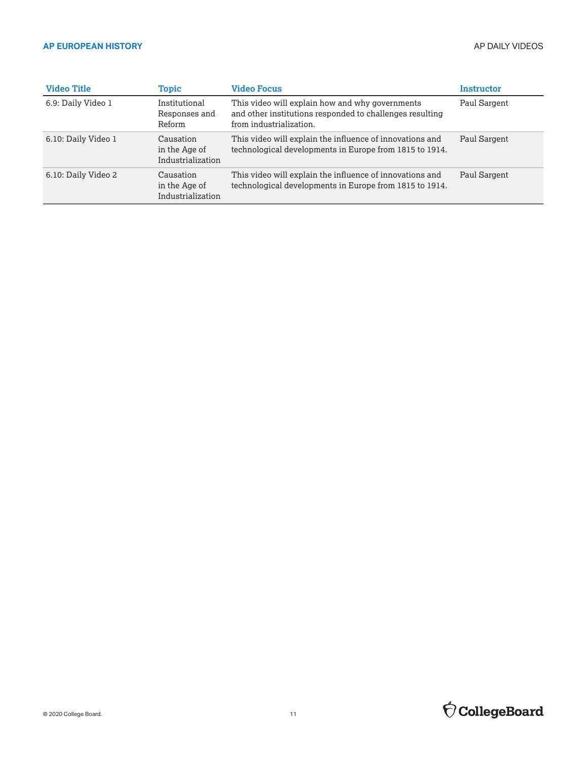| Video Title | Topic | Video Focus | Instructor |
|---|---|---|---|
| 6.9: Daily Video 1 | Institutional Responses and Reform | This video will explain how and why governments and other institutions responded to challenges resulting from industrialization. | Paul Sargent |
| 6.10: Daily Video 1 | Causation in the Age of Industrialization | This video will explain the influence of innovations and technological developments in Europe from 1815 to 1914. | Paul Sargent |
| 6.10: Daily Video 2 | Causation in the Age of Industrialization | This video will explain the influence of innovations and technological developments in Europe from 1815 to 1914. | Paul Sargent |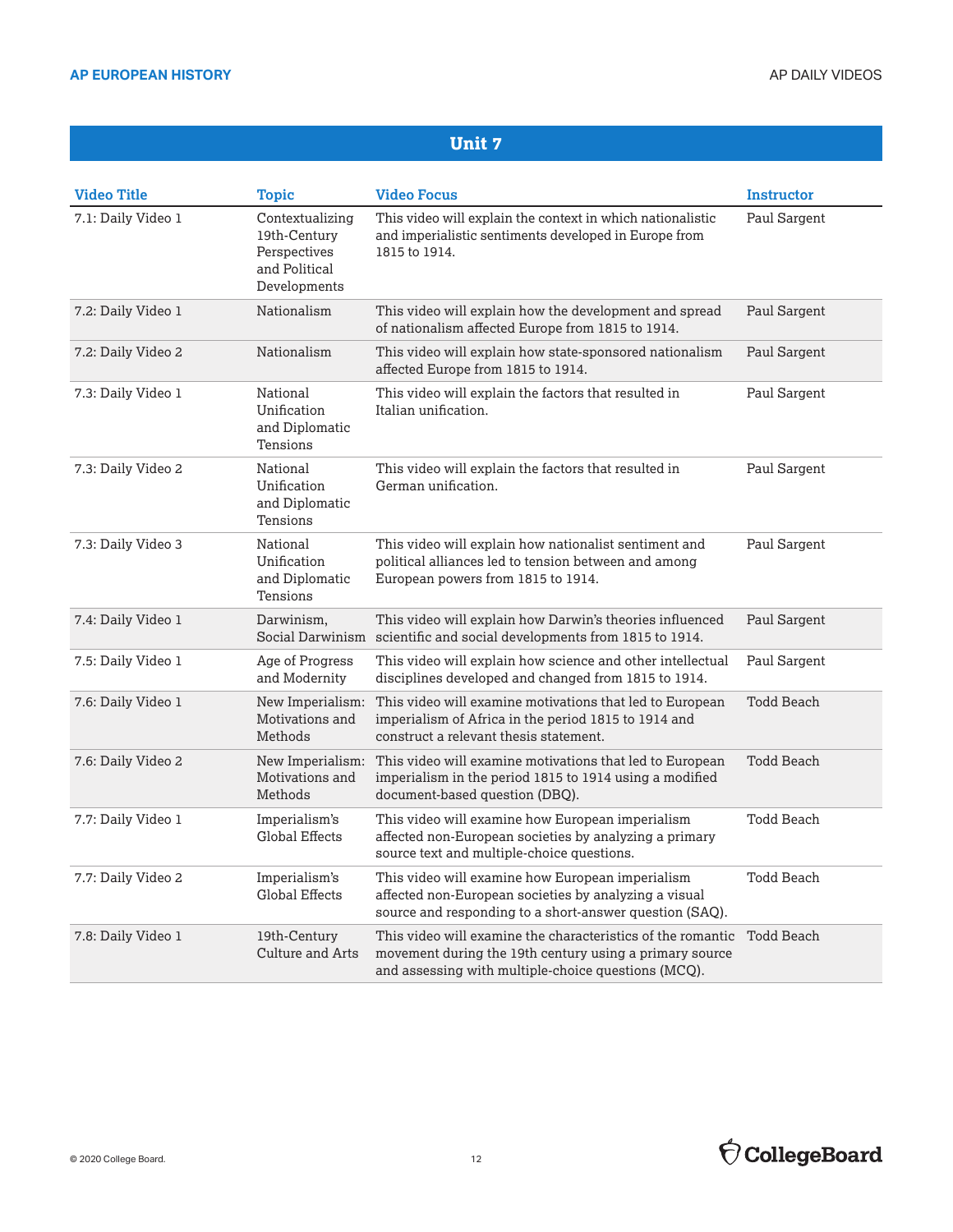## Unit 7

| Video Title | Topic | Video Focus | Instructor |
|---|---|---|---|
| 7.1: Daily Video 1 | Contextualizing 19th-Century Perspectives and Political Developments | This video will explain the context in which nationalistic and imperialistic sentiments developed in Europe from 1815 to 1914. | Paul Sargent |
| 7.2: Daily Video 1 | Nationalism | This video will explain how the development and spread of nationalism affected Europe from 1815 to 1914. | Paul Sargent |
| 7.2: Daily Video 2 | Nationalism | This video will explain how state-sponsored nationalism affected Europe from 1815 to 1914. | Paul Sargent |
| 7.3: Daily Video 1 | National Unification and Diplomatic Tensions | This video will explain the factors that resulted in Italian unification. | Paul Sargent |
| 7.3: Daily Video 2 | National Unification and Diplomatic Tensions | This video will explain the factors that resulted in German unification. | Paul Sargent |
| 7.3: Daily Video 3 | National Unification and Diplomatic Tensions | This video will explain how nationalist sentiment and political alliances led to tension between and among European powers from 1815 to 1914. | Paul Sargent |
| 7.4: Daily Video 1 | Darwinism, Social Darwinism | This video will explain how Darwin's theories influenced scientific and social developments from 1815 to 1914. | Paul Sargent |
| 7.5: Daily Video 1 | Age of Progress and Modernity | This video will explain how science and other intellectual disciplines developed and changed from 1815 to 1914. | Paul Sargent |
| 7.6: Daily Video 1 | New Imperialism: Motivations and Methods | This video will examine motivations that led to European imperialism of Africa in the period 1815 to 1914 and construct a relevant thesis statement. | Todd Beach |
| 7.6: Daily Video 2 | New Imperialism: Motivations and Methods | This video will examine motivations that led to European imperialism in the period 1815 to 1914 using a modified document-based question (DBQ). | Todd Beach |
| 7.7: Daily Video 1 | Imperialism's Global Effects | This video will examine how European imperialism affected non-European societies by analyzing a primary source text and multiple-choice questions. | Todd Beach |
| 7.7: Daily Video 2 | Imperialism's Global Effects | This video will examine how European imperialism affected non-European societies by analyzing a visual source and responding to a short-answer question (SAQ). | Todd Beach |
| 7.8: Daily Video 1 | 19th-Century Culture and Arts | This video will examine the characteristics of the romantic movement during the 19th century using a primary source and assessing with multiple-choice questions (MCQ). | Todd Beach |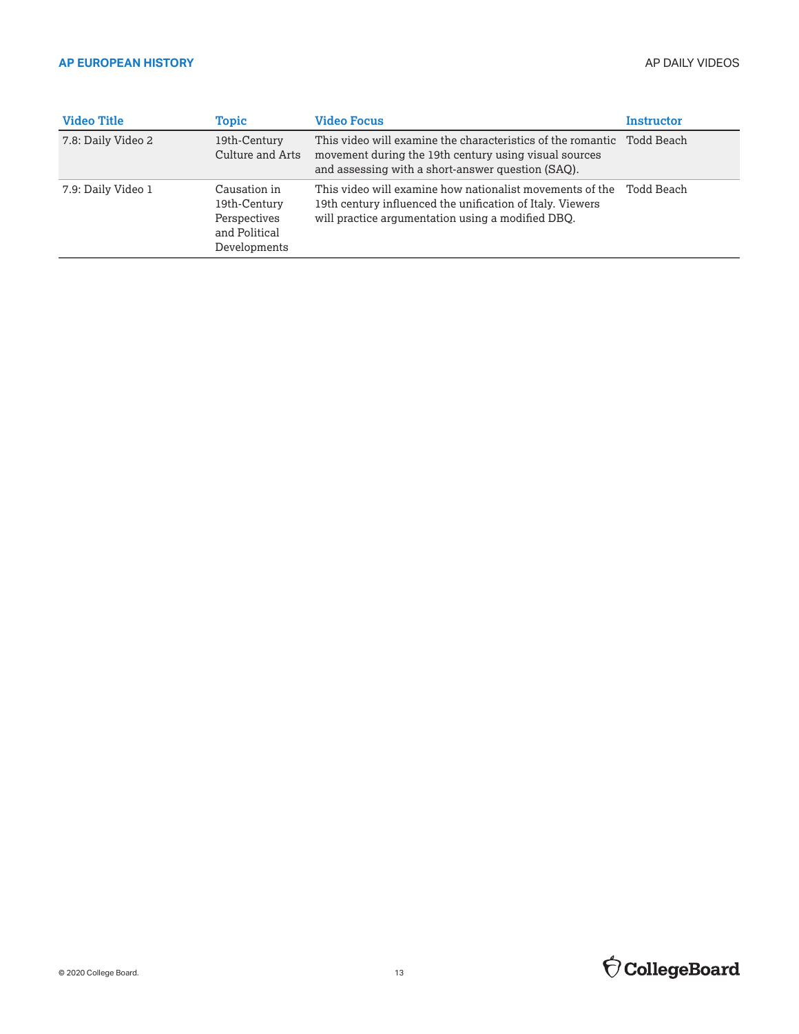| Video Title | Topic | Video Focus | Instructor |
|---|---|---|---|
| 7.8: Daily Video 2 | 19th-Century Culture and Arts | This video will examine the characteristics of the romantic movement during the 19th century using visual sources and assessing with a short-answer question (SAQ). | Todd Beach |
| 7.9: Daily Video 1 | Causation in 19th-Century Perspectives and Political Developments | This video will examine how nationalist movements of the 19th century influenced the unification of Italy. Viewers will practice argumentation using a modified DBQ. | Todd Beach |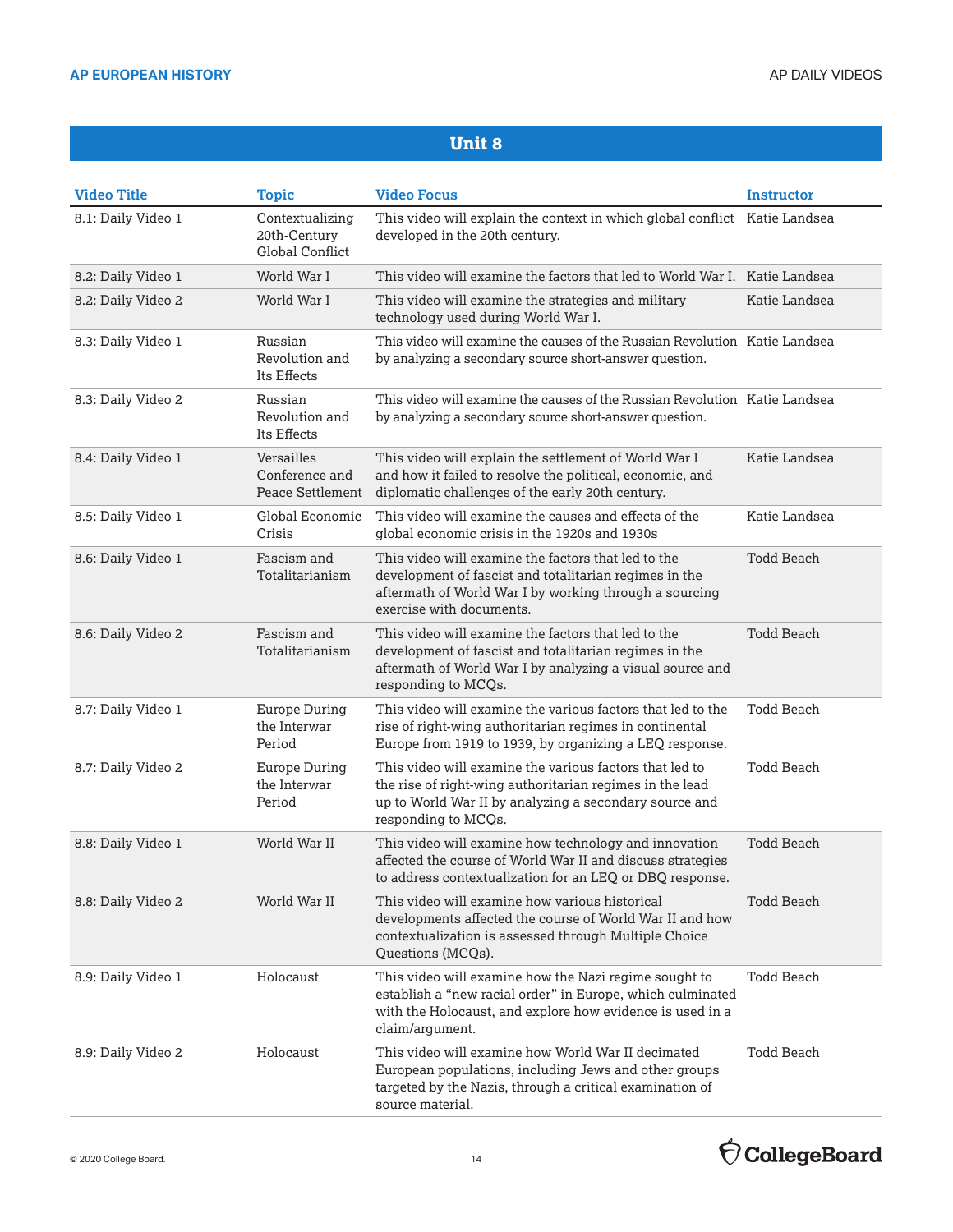## Unit 8

| Video Title | Topic | Video Focus | Instructor |
|---|---|---|---|
| 8.1: Daily Video 1 | Contextualizing 20th-Century Global Conflict | This video will explain the context in which global conflict developed in the 20th century. | Katie Landsea |
| 8.2: Daily Video 1 | World War I | This video will examine the factors that led to World War I. | Katie Landsea |
| 8.2: Daily Video 2 | World War I | This video will examine the strategies and military technology used during World War I. | Katie Landsea |
| 8.3: Daily Video 1 | Russian Revolution and Its Effects | This video will examine the causes of the Russian Revolution by analyzing a secondary source short-answer question. | Katie Landsea |
| 8.3: Daily Video 2 | Russian Revolution and Its Effects | This video will examine the causes of the Russian Revolution by analyzing a secondary source short-answer question. | Katie Landsea |
| 8.4: Daily Video 1 | Versailles Conference and Peace Settlement | This video will explain the settlement of World War I and how it failed to resolve the political, economic, and diplomatic challenges of the early 20th century. | Katie Landsea |
| 8.5: Daily Video 1 | Global Economic Crisis | This video will examine the causes and effects of the global economic crisis in the 1920s and 1930s | Katie Landsea |
| 8.6: Daily Video 1 | Fascism and Totalitarianism | This video will examine the factors that led to the development of fascist and totalitarian regimes in the aftermath of World War I by working through a sourcing exercise with documents. | Todd Beach |
| 8.6: Daily Video 2 | Fascism and Totalitarianism | This video will examine the factors that led to the development of fascist and totalitarian regimes in the aftermath of World War I by analyzing a visual source and responding to MCQs. | Todd Beach |
| 8.7: Daily Video 1 | Europe During the Interwar Period | This video will examine the various factors that led to the rise of right-wing authoritarian regimes in continental Europe from 1919 to 1939, by organizing a LEQ response. | Todd Beach |
| 8.7: Daily Video 2 | Europe During the Interwar Period | This video will examine the various factors that led to the rise of right-wing authoritarian regimes in the lead up to World War II by analyzing a secondary source and responding to MCQs. | Todd Beach |
| 8.8: Daily Video 1 | World War II | This video will examine how technology and innovation affected the course of World War II and discuss strategies to address contextualization for an LEQ or DBQ response. | Todd Beach |
| 8.8: Daily Video 2 | World War II | This video will examine how various historical developments affected the course of World War II and how contextualization is assessed through Multiple Choice Questions (MCQs). | Todd Beach |
| 8.9: Daily Video 1 | Holocaust | This video will examine how the Nazi regime sought to establish a "new racial order" in Europe, which culminated with the Holocaust, and explore how evidence is used in a claim/argument. | Todd Beach |
| 8.9: Daily Video 2 | Holocaust | This video will examine how World War II decimated European populations, including Jews and other groups targeted by the Nazis, through a critical examination of source material. | Todd Beach |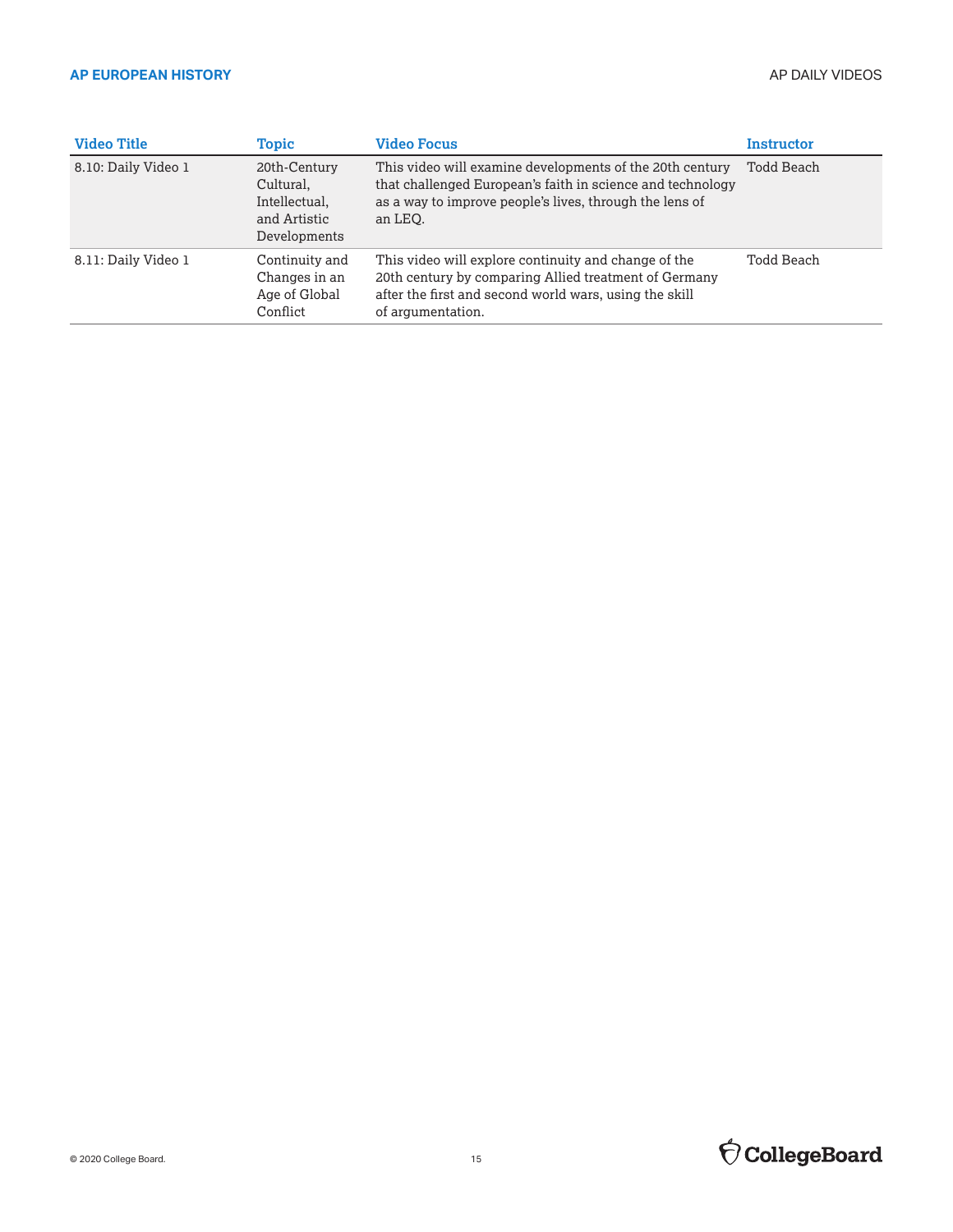| Video Title | Topic | Video Focus | Instructor |
|---|---|---|---|
| 8.10: Daily Video 1 | 20th-Century Cultural, Intellectual, and Artistic Developments | This video will examine developments of the 20th century that challenged European's faith in science and technology as a way to improve people's lives, through the lens of an LEQ. | Todd Beach |
| 8.11: Daily Video 1 | Continuity and Changes in an Age of Global Conflict | This video will explore continuity and change of the 20th century by comparing Allied treatment of Germany after the first and second world wars, using the skill of argumentation. | Todd Beach |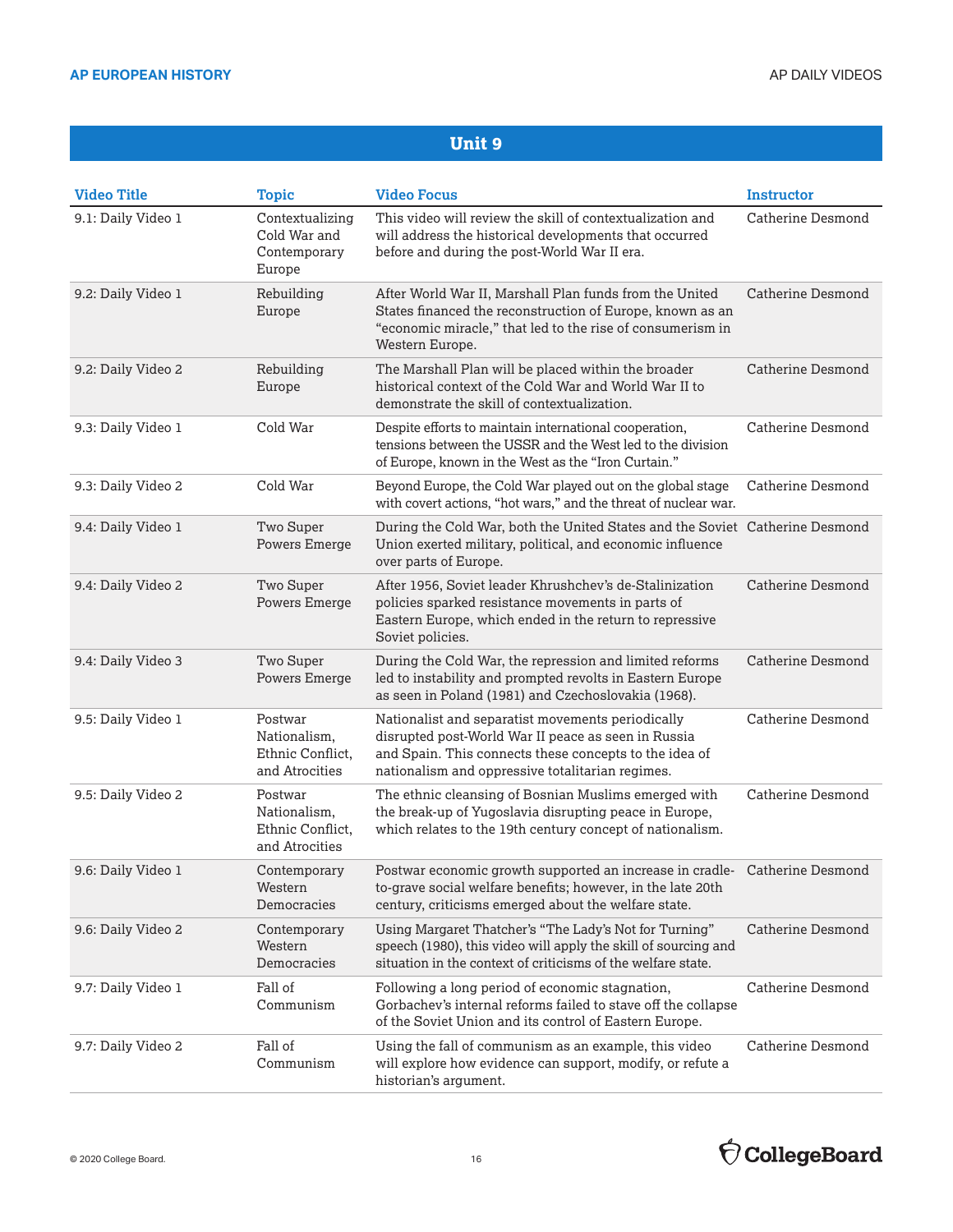## Unit 9

| Video Title | Topic | Video Focus | Instructor |
|---|---|---|---|
| 9.1: Daily Video 1 | Contextualizing Cold War and Contemporary Europe | This video will review the skill of contextualization and will address the historical developments that occurred before and during the post-World War II era. | Catherine Desmond |
| 9.2: Daily Video 1 | Rebuilding Europe | After World War II, Marshall Plan funds from the United States financed the reconstruction of Europe, known as an "economic miracle," that led to the rise of consumerism in Western Europe. | Catherine Desmond |
| 9.2: Daily Video 2 | Rebuilding Europe | The Marshall Plan will be placed within the broader historical context of the Cold War and World War II to demonstrate the skill of contextualization. | Catherine Desmond |
| 9.3: Daily Video 1 | Cold War | Despite efforts to maintain international cooperation, tensions between the USSR and the West led to the division of Europe, known in the West as the "Iron Curtain." | Catherine Desmond |
| 9.3: Daily Video 2 | Cold War | Beyond Europe, the Cold War played out on the global stage with covert actions, "hot wars," and the threat of nuclear war. | Catherine Desmond |
| 9.4: Daily Video 1 | Two Super Powers Emerge | During the Cold War, both the United States and the Soviet Union exerted military, political, and economic influence over parts of Europe. | Catherine Desmond |
| 9.4: Daily Video 2 | Two Super Powers Emerge | After 1956, Soviet leader Khrushchev's de-Stalinization policies sparked resistance movements in parts of Eastern Europe, which ended in the return to repressive Soviet policies. | Catherine Desmond |
| 9.4: Daily Video 3 | Two Super Powers Emerge | During the Cold War, the repression and limited reforms led to instability and prompted revolts in Eastern Europe as seen in Poland (1981) and Czechoslovakia (1968). | Catherine Desmond |
| 9.5: Daily Video 1 | Postwar Nationalism, Ethnic Conflict, and Atrocities | Nationalist and separatist movements periodically disrupted post-World War II peace as seen in Russia and Spain. This connects these concepts to the idea of nationalism and oppressive totalitarian regimes. | Catherine Desmond |
| 9.5: Daily Video 2 | Postwar Nationalism, Ethnic Conflict, and Atrocities | The ethnic cleansing of Bosnian Muslims emerged with the break-up of Yugoslavia disrupting peace in Europe, which relates to the 19th century concept of nationalism. | Catherine Desmond |
| 9.6: Daily Video 1 | Contemporary Western Democracies | Postwar economic growth supported an increase in cradle-to-grave social welfare benefits; however, in the late 20th century, criticisms emerged about the welfare state. | Catherine Desmond |
| 9.6: Daily Video 2 | Contemporary Western Democracies | Using Margaret Thatcher's "The Lady's Not for Turning" speech (1980), this video will apply the skill of sourcing and situation in the context of criticisms of the welfare state. | Catherine Desmond |
| 9.7: Daily Video 1 | Fall of Communism | Following a long period of economic stagnation, Gorbachev's internal reforms failed to stave off the collapse of the Soviet Union and its control of Eastern Europe. | Catherine Desmond |
| 9.7: Daily Video 2 | Fall of Communism | Using the fall of communism as an example, this video will explore how evidence can support, modify, or refute a historian's argument. | Catherine Desmond |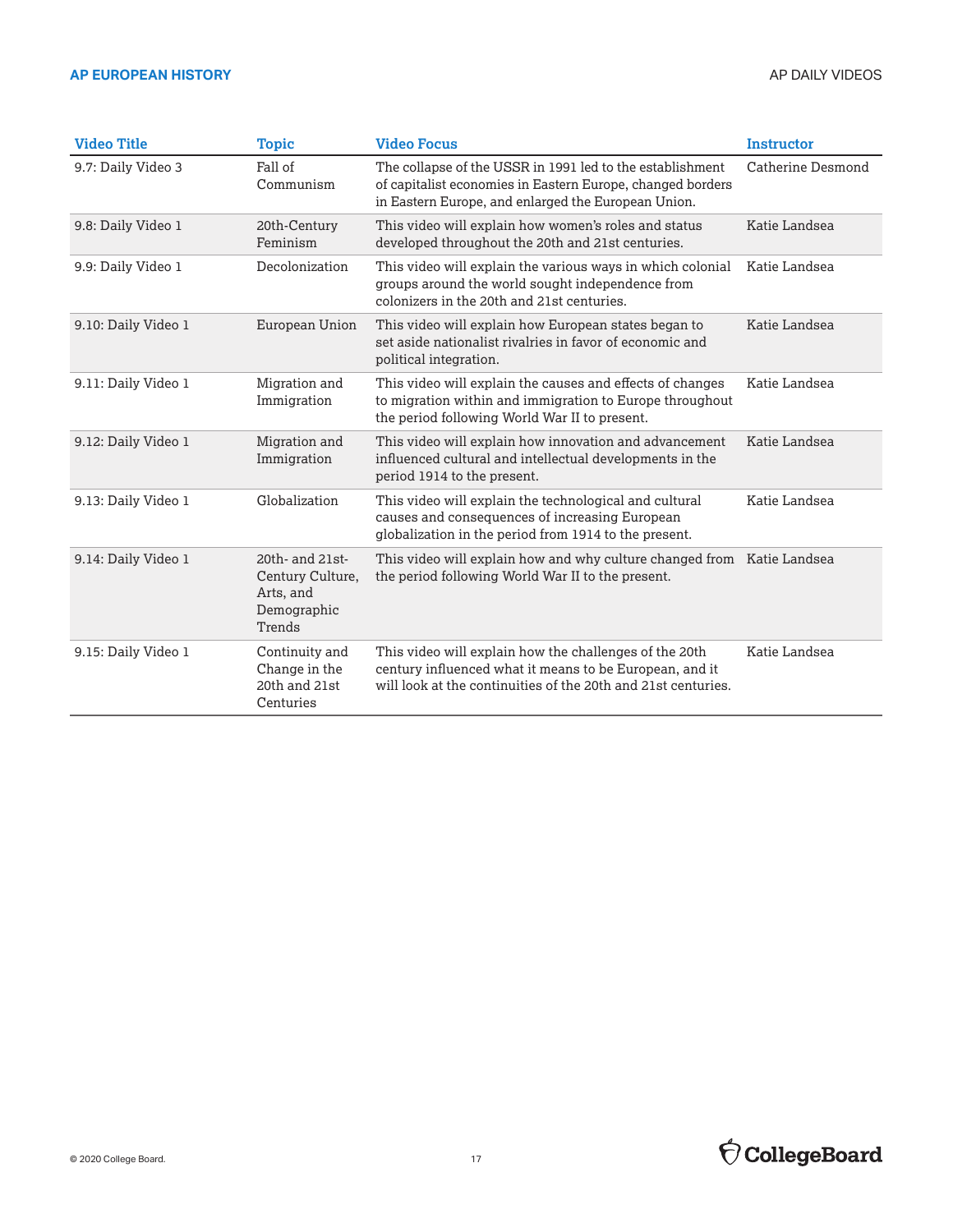| Video Title | Topic | Video Focus | Instructor |
|---|---|---|---|
| 9.7: Daily Video 3 | Fall of Communism | The collapse of the USSR in 1991 led to the establishment of capitalist economies in Eastern Europe, changed borders in Eastern Europe, and enlarged the European Union. | Catherine Desmond |
| 9.8: Daily Video 1 | 20th-Century Feminism | This video will explain how women's roles and status developed throughout the 20th and 21st centuries. | Katie Landsea |
| 9.9: Daily Video 1 | Decolonization | This video will explain the various ways in which colonial groups around the world sought independence from colonizers in the 20th and 21st centuries. | Katie Landsea |
| 9.10: Daily Video 1 | European Union | This video will explain how European states began to set aside nationalist rivalries in favor of economic and political integration. | Katie Landsea |
| 9.11: Daily Video 1 | Migration and Immigration | This video will explain the causes and effects of changes to migration within and immigration to Europe throughout the period following World War II to present. | Katie Landsea |
| 9.12: Daily Video 1 | Migration and Immigration | This video will explain how innovation and advancement influenced cultural and intellectual developments in the period 1914 to the present. | Katie Landsea |
| 9.13: Daily Video 1 | Globalization | This video will explain the technological and cultural causes and consequences of increasing European globalization in the period from 1914 to the present. | Katie Landsea |
| 9.14: Daily Video 1 | 20th- and 21st-Century Culture, Arts, and Demographic Trends | This video will explain how and why culture changed from the period following World War II to the present. | Katie Landsea |
| 9.15: Daily Video 1 | Continuity and Change in the 20th and 21st Centuries | This video will explain how the challenges of the 20th century influenced what it means to be European, and it will look at the continuities of the 20th and 21st centuries. | Katie Landsea |